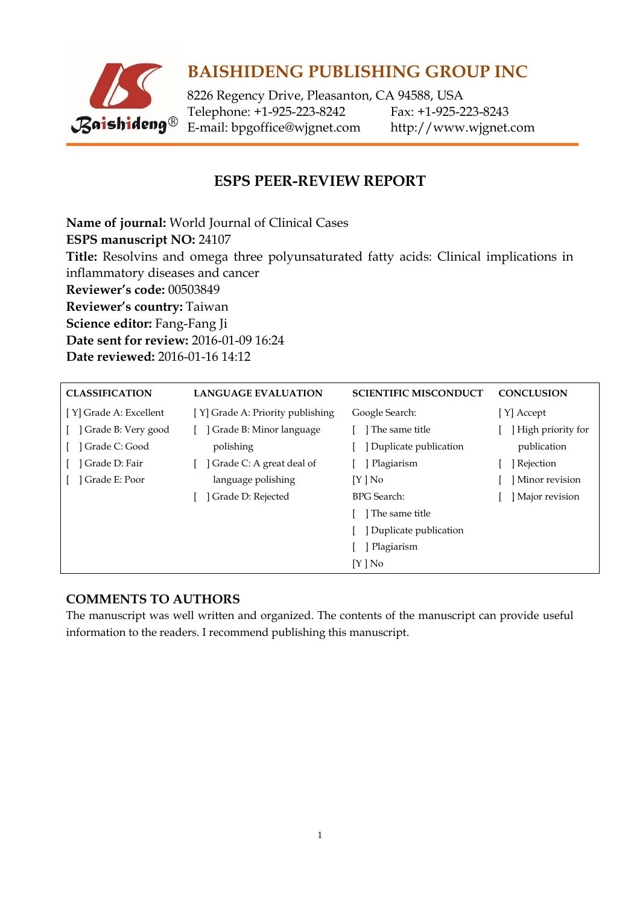# BAISHIDENG PUBLISHING GROUP INC

8226 Regency Drive, Pleasanton, CA 94588, USA
Telephone: +1-925-223-8242 Fax: +1-925-223-8243
E-mail: bpgoffice@wjgnet.com http://www.wjgnet.com

## ESPS PEER-REVIEW REPORT

**Name of journal:** World Journal of Clinical Cases
**ESPS manuscript NO:** 24107
**Title:** Resolvins and omega three polyunsaturated fatty acids: Clinical implications in inflammatory diseases and cancer
**Reviewer's code:** 00503849
**Reviewer's country:** Taiwan
**Science editor:** Fang-Fang Ji
**Date sent for review:** 2016-01-09 16:24
**Date reviewed:** 2016-01-16 14:12

| CLASSIFICATION | LANGUAGE EVALUATION | SCIENTIFIC MISCONDUCT | CONCLUSION |
|---|---|---|---|
| [ Y] Grade A: Excellent | [ Y] Grade A: Priority publishing | Google Search: | [ Y] Accept |
| [ ] Grade B: Very good | [ ] Grade B: Minor language polishing | [ ] The same title | [ ] High priority for publication |
| [ ] Grade C: Good | [ ] Grade C: A great deal of language polishing | [ ] Duplicate publication | [ ] Rejection |
| [ ] Grade D: Fair | [ ] Grade D: Rejected | [ ] Plagiarism | [ ] Minor revision |
| [ ] Grade E: Poor | | [Y ] No | [ ] Major revision |
| | | BPG Search: | |
| | | [ ] The same title | |
| | | [ ] Duplicate publication | |
| | | [ ] Plagiarism | |
| | | [Y ] No | |

### COMMENTS TO AUTHORS

The manuscript was well written and organized. The contents of the manuscript can provide useful information to the readers. I recommend publishing this manuscript.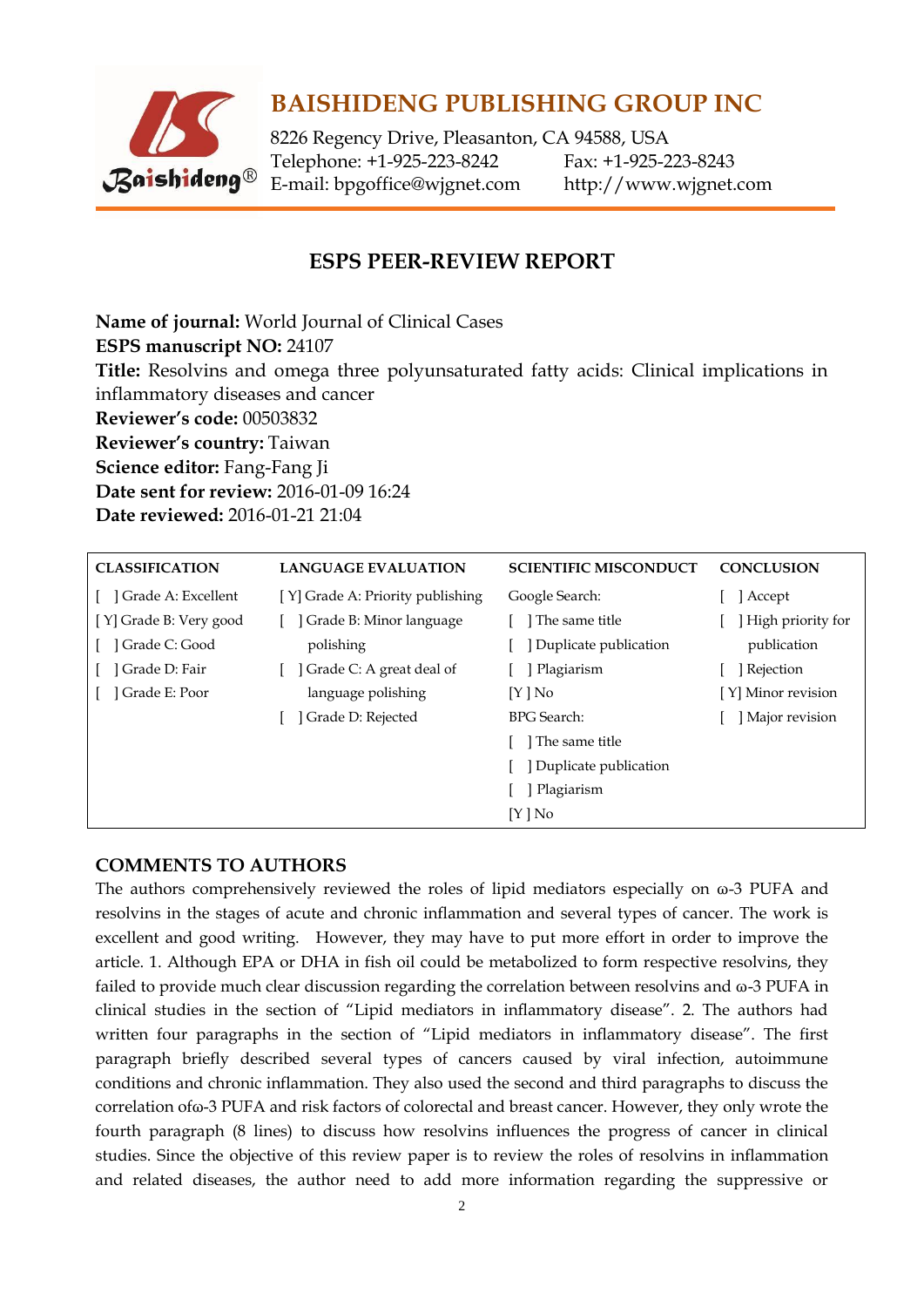# BAISHIDENG PUBLISHING GROUP INC

8226 Regency Drive, Pleasanton, CA 94588, USA
Telephone: +1-925-223-8242 Fax: +1-925-223-8243
E-mail: bpgoffice@wjgnet.com http://www.wjgnet.com

## ESPS PEER-REVIEW REPORT

**Name of journal:** World Journal of Clinical Cases
**ESPS manuscript NO:** 24107
**Title:** Resolvins and omega three polyunsaturated fatty acids: Clinical implications in inflammatory diseases and cancer
**Reviewer's code:** 00503832
**Reviewer's country:** Taiwan
**Science editor:** Fang-Fang Ji
**Date sent for review:** 2016-01-09 16:24
**Date reviewed:** 2016-01-21 21:04

| CLASSIFICATION | LANGUAGE EVALUATION | SCIENTIFIC MISCONDUCT | CONCLUSION |
|---|---|---|---|
| [ ] Grade A: Excellent | [ Y] Grade A: Priority publishing | Google Search: | [ ] Accept |
| [ Y] Grade B: Very good | [ ] Grade B: Minor language polishing | [ ] The same title | [ ] High priority for publication |
| [ ] Grade C: Good | [ ] Grade C: A great deal of language polishing | [ ] Duplicate publication | [ ] Rejection |
| [ ] Grade D: Fair | [ ] Grade D: Rejected | [ ] Plagiarism | [ Y] Minor revision |
| [ ] Grade E: Poor | | [Y ] No | [ ] Major revision |
| | | BPG Search: | |
| | | [ ] The same title | |
| | | [ ] Duplicate publication | |
| | | [ ] Plagiarism | |
| | | [Y ] No | |

## COMMENTS TO AUTHORS

The authors comprehensively reviewed the roles of lipid mediators especially on ω-3 PUFA and resolvins in the stages of acute and chronic inflammation and several types of cancer. The work is excellent and good writing. However, they may have to put more effort in order to improve the article. 1. Although EPA or DHA in fish oil could be metabolized to form respective resolvins, they failed to provide much clear discussion regarding the correlation between resolvins and ω-3 PUFA in clinical studies in the section of "Lipid mediators in inflammatory disease". 2. The authors had written four paragraphs in the section of "Lipid mediators in inflammatory disease". The first paragraph briefly described several types of cancers caused by viral infection, autoimmune conditions and chronic inflammation. They also used the second and third paragraphs to discuss the correlation ofω-3 PUFA and risk factors of colorectal and breast cancer. However, they only wrote the fourth paragraph (8 lines) to discuss how resolvins influences the progress of cancer in clinical studies. Since the objective of this review paper is to review the roles of resolvins in inflammation and related diseases, the author need to add more information regarding the suppressive or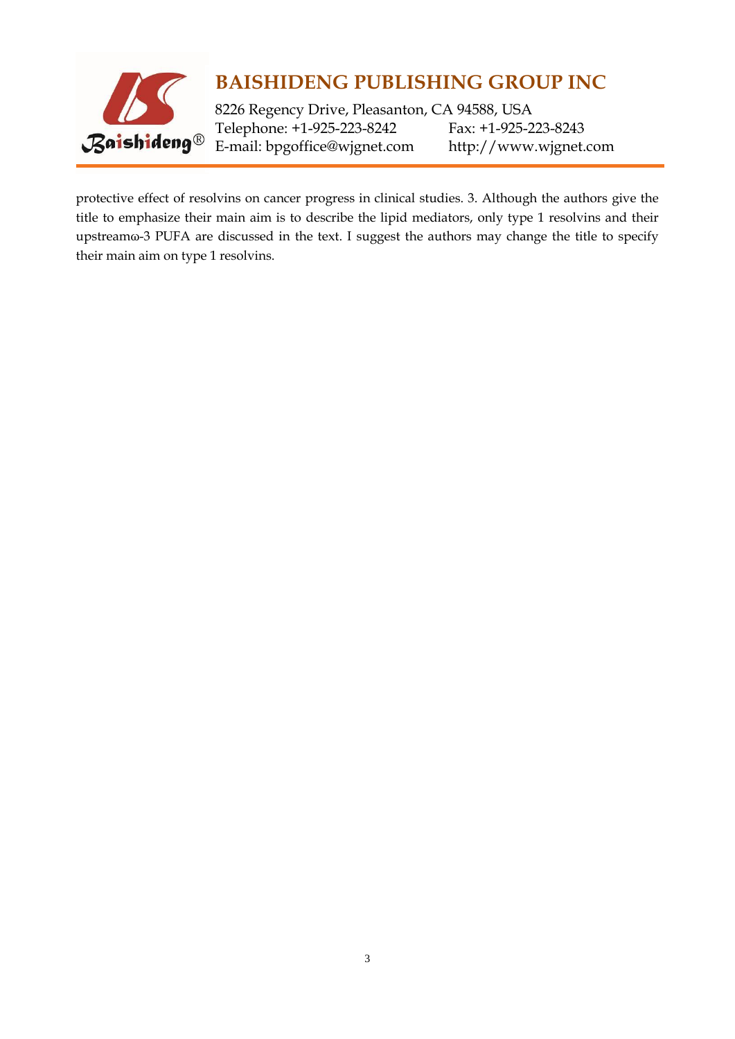protective effect of resolvins on cancer progress in clinical studies. 3. Although the authors give the title to emphasize their main aim is to describe the lipid mediators, only type 1 resolvins and their upstreamω-3 PUFA are discussed in the text. I suggest the authors may change the title to specify their main aim on type 1 resolvins.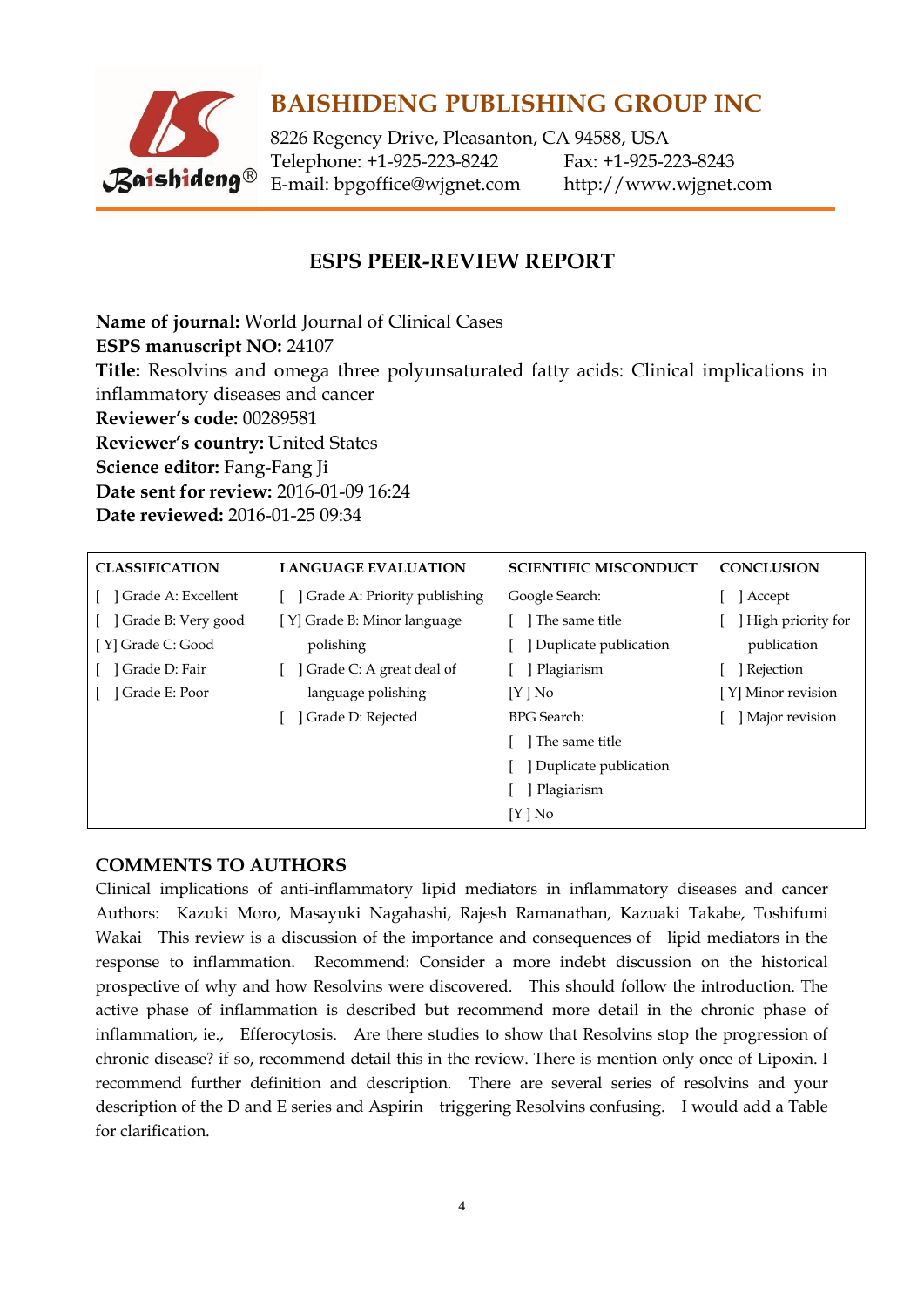# BAISHIDENG PUBLISHING GROUP INC

8226 Regency Drive, Pleasanton, CA 94588, USA
Telephone: +1-925-223-8242 Fax: +1-925-223-8243
E-mail: bpgoffice@wjgnet.com http://www.wjgnet.com

## ESPS PEER-REVIEW REPORT

**Name of journal:** World Journal of Clinical Cases
**ESPS manuscript NO:** 24107
**Title:** Resolvins and omega three polyunsaturated fatty acids: Clinical implications in inflammatory diseases and cancer
**Reviewer's code:** 00289581
**Reviewer's country:** United States
**Science editor:** Fang-Fang Ji
**Date sent for review:** 2016-01-09 16:24
**Date reviewed:** 2016-01-25 09:34

| CLASSIFICATION | LANGUAGE EVALUATION | SCIENTIFIC MISCONDUCT | CONCLUSION |
|---|---|---|---|
| [ ] Grade A: Excellent | [ ] Grade A: Priority publishing | Google Search: | [ ] Accept |
| [ ] Grade B: Very good | [Y] Grade B: Minor language polishing | [ ] The same title | [ ] High priority for publication |
| [Y] Grade C: Good | [ ] Grade C: A great deal of language polishing | [ ] Duplicate publication | [ ] Rejection |
| [ ] Grade D: Fair | [ ] Grade D: Rejected | [ ] Plagiarism | [Y] Minor revision |
| [ ] Grade E: Poor | | [Y] No | [ ] Major revision |
| | | BPG Search: | |
| | | [ ] The same title | |
| | | [ ] Duplicate publication | |
| | | [ ] Plagiarism | |
| | | [Y] No | |

## COMMENTS TO AUTHORS

Clinical implications of anti-inflammatory lipid mediators in inflammatory diseases and cancer Authors: Kazuki Moro, Masayuki Nagahashi, Rajesh Ramanathan, Kazuaki Takabe, Toshifumi Wakai This review is a discussion of the importance and consequences of lipid mediators in the response to inflammation. Recommend: Consider a more indebt discussion on the historical prospective of why and how Resolvins were discovered. This should follow the introduction. The active phase of inflammation is described but recommend more detail in the chronic phase of inflammation, ie., Efferocytosis. Are there studies to show that Resolvins stop the progression of chronic disease? if so, recommend detail this in the review. There is mention only once of Lipoxin. I recommend further definition and description. There are several series of resolvins and your description of the D and E series and Aspirin triggering Resolvins confusing. I would add a Table for clarification.